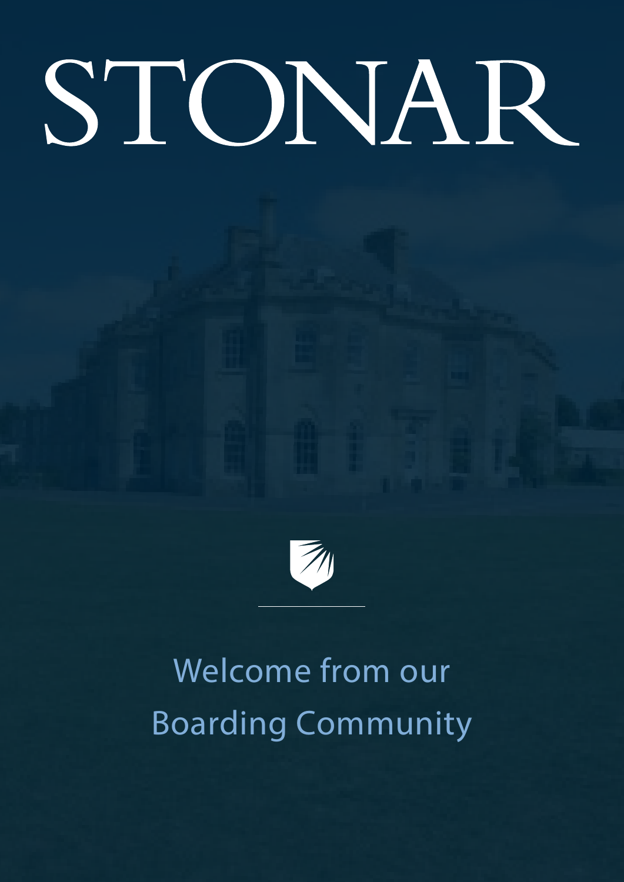# STONAR

## Welcome from our Boarding Community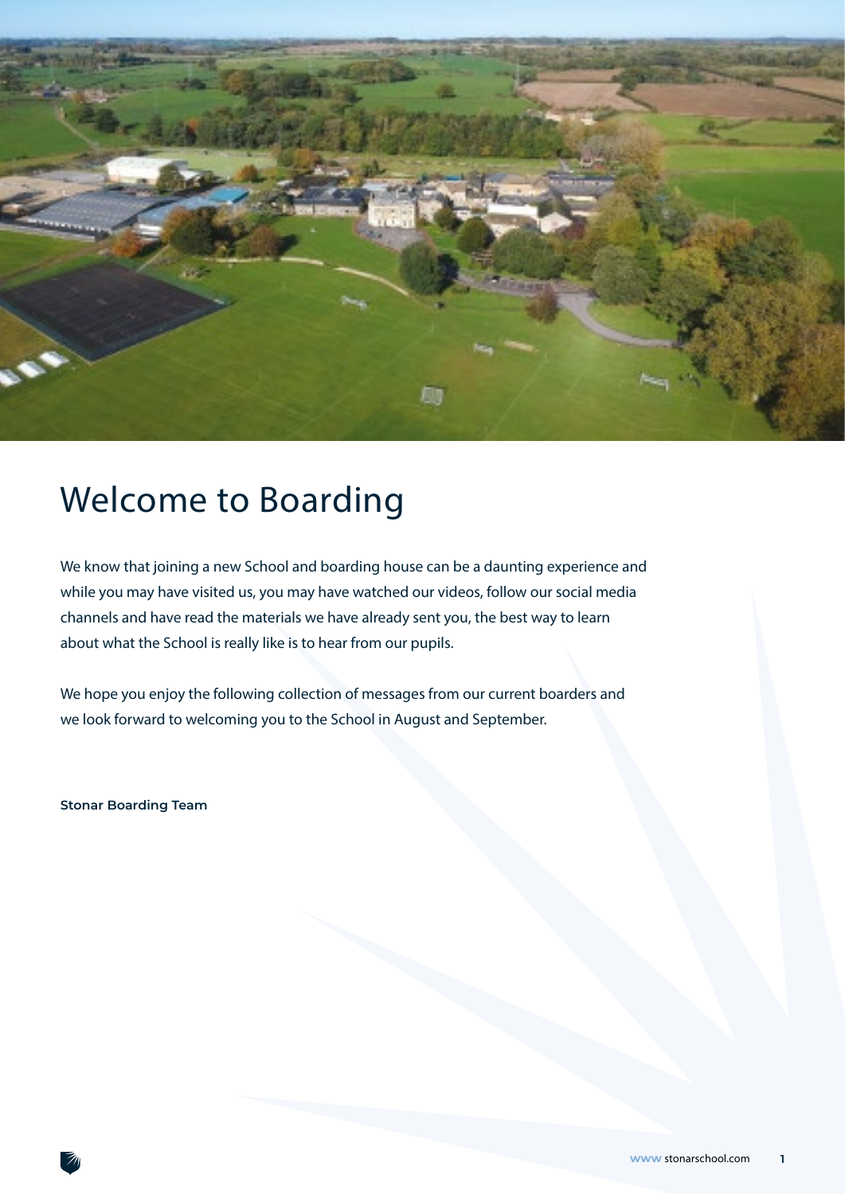# Welcome to Boarding

We know that joining a new School and boarding house can be a daunting experience and while you may have visited us, you may have watched our videos, follow our social media channels and have read the materials we have already sent you, the best way to learn about what the School is really like is to hear from our pupils.

We hope you enjoy the following collection of messages from our current boarders and we look forward to welcoming you to the School in August and September.

**Stonar Boarding Team**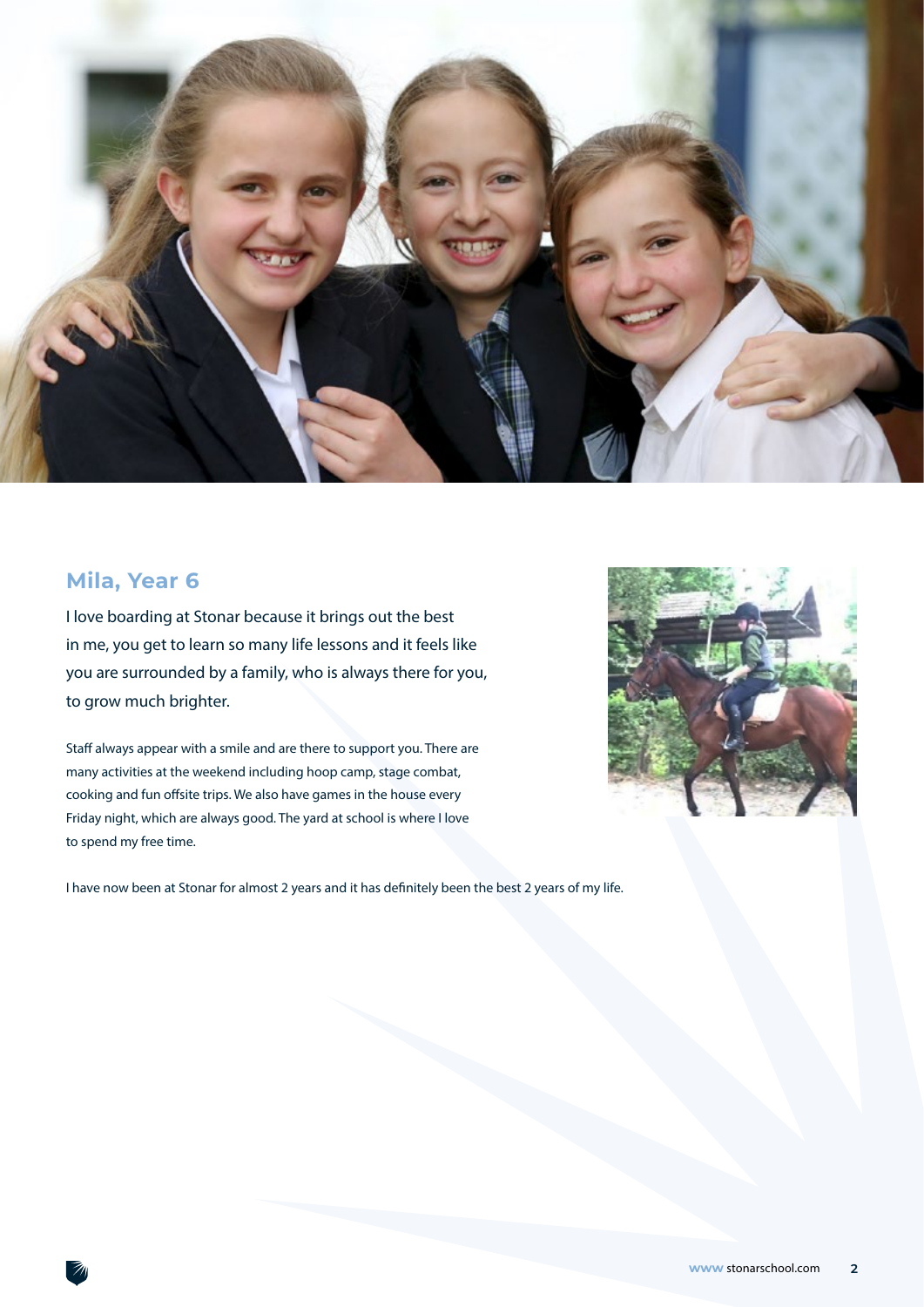## Mila, Year 6

I love boarding at Stonar because it brings out the best in me, you get to learn so many life lessons and it feels like you are surrounded by a family, who is always there for you, to grow much brighter.

Staff always appear with a smile and are there to support you. There are many activities at the weekend including hoop camp, stage combat, cooking and fun offsite trips. We also have games in the house every Friday night, which are always good. The yard at school is where I love to spend my free time.

I have now been at Stonar for almost 2 years and it has definitely been the best 2 years of my life.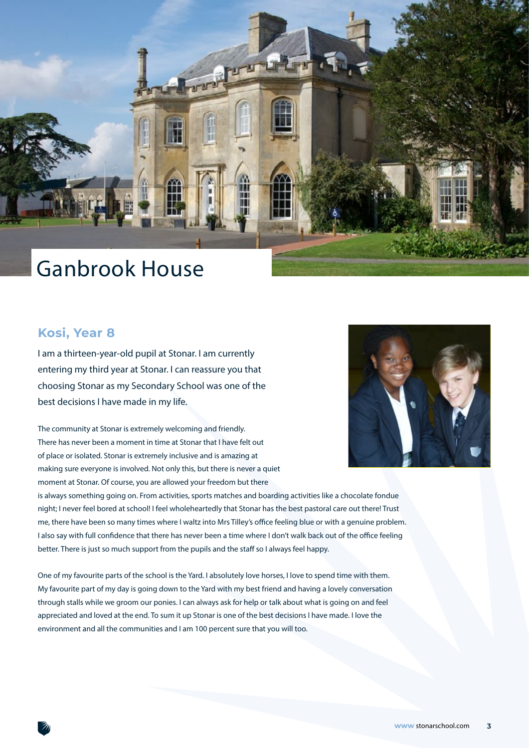# Ganbrook House

## Kosi, Year 8

I am a thirteen-year-old pupil at Stonar. I am currently entering my third year at Stonar. I can reassure you that choosing Stonar as my Secondary School was one of the best decisions I have made in my life.

The community at Stonar is extremely welcoming and friendly. There has never been a moment in time at Stonar that I have felt out of place or isolated. Stonar is extremely inclusive and is amazing at making sure everyone is involved. Not only this, but there is never a quiet moment at Stonar. Of course, you are allowed your freedom but there is always something going on. From activities, sports matches and boarding activities like a chocolate fondue night; I never feel bored at school! I feel wholeheartedly that Stonar has the best pastoral care out there! Trust me, there have been so many times where I waltz into Mrs Tilley's office feeling blue or with a genuine problem. I also say with full confidence that there has never been a time where I don't walk back out of the office feeling better. There is just so much support from the pupils and the staff so I always feel happy.

One of my favourite parts of the school is the Yard. I absolutely love horses, I love to spend time with them. My favourite part of my day is going down to the Yard with my best friend and having a lovely conversation through stalls while we groom our ponies. I can always ask for help or talk about what is going on and feel appreciated and loved at the end. To sum it up Stonar is one of the best decisions I have made. I love the environment and all the communities and I am 100 percent sure that you will too.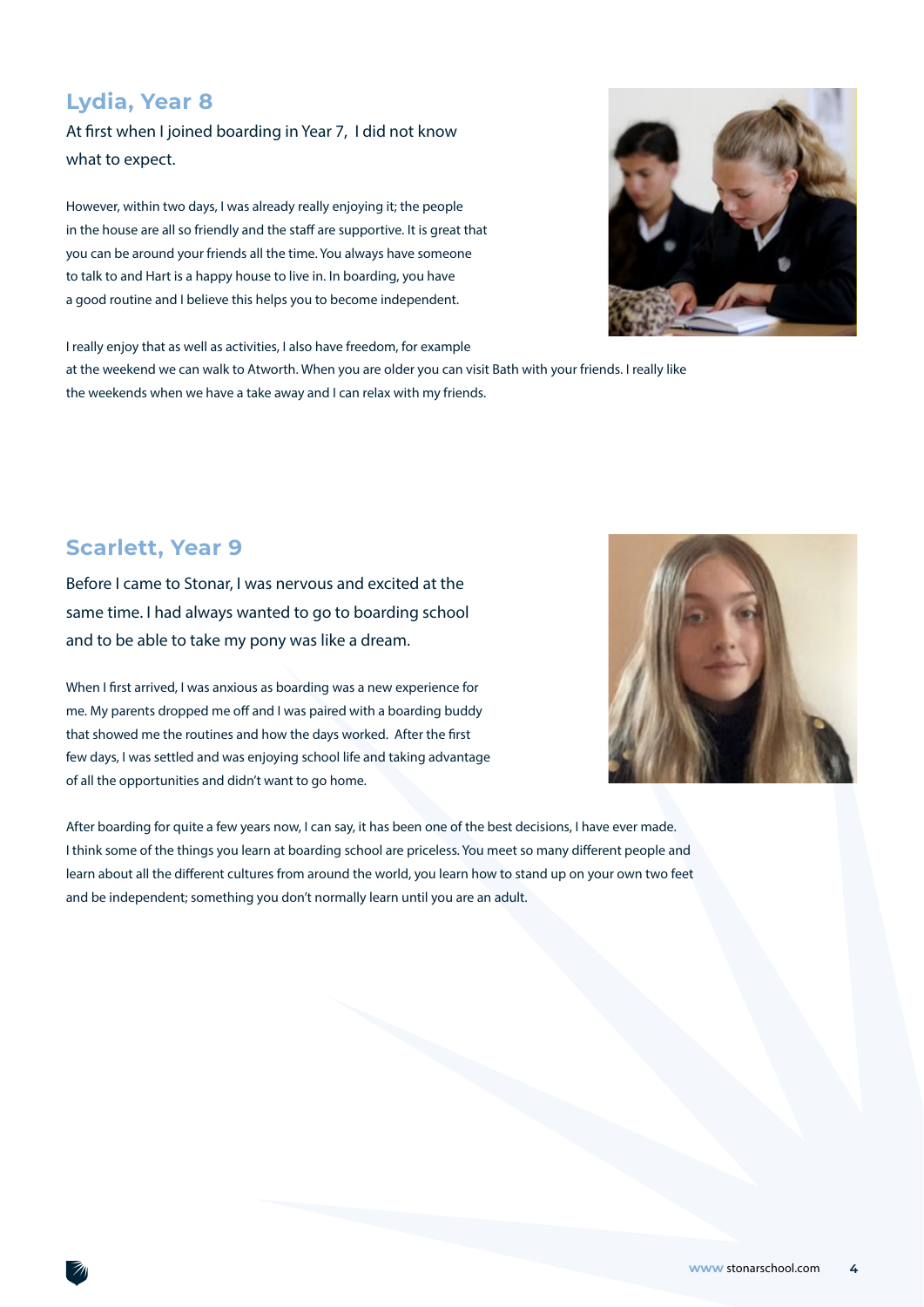## Lydia, Year 8

At first when I joined boarding in Year 7, I did not know what to expect.

However, within two days, I was already really enjoying it; the people in the house are all so friendly and the staff are supportive. It is great that you can be around your friends all the time. You always have someone to talk to and Hart is a happy house to live in. In boarding, you have a good routine and I believe this helps you to become independent.

I really enjoy that as well as activities, I also have freedom, for example at the weekend we can walk to Atworth. When you are older you can visit Bath with your friends. I really like the weekends when we have a take away and I can relax with my friends.

## Scarlett, Year 9

Before I came to Stonar, I was nervous and excited at the same time. I had always wanted to go to boarding school and to be able to take my pony was like a dream.

When I first arrived, I was anxious as boarding was a new experience for me. My parents dropped me off and I was paired with a boarding buddy that showed me the routines and how the days worked. After the first few days, I was settled and was enjoying school life and taking advantage of all the opportunities and didn't want to go home.

After boarding for quite a few years now, I can say, it has been one of the best decisions, I have ever made. I think some of the things you learn at boarding school are priceless. You meet so many different people and learn about all the different cultures from around the world, you learn how to stand up on your own two feet and be independent; something you don't normally learn until you are an adult.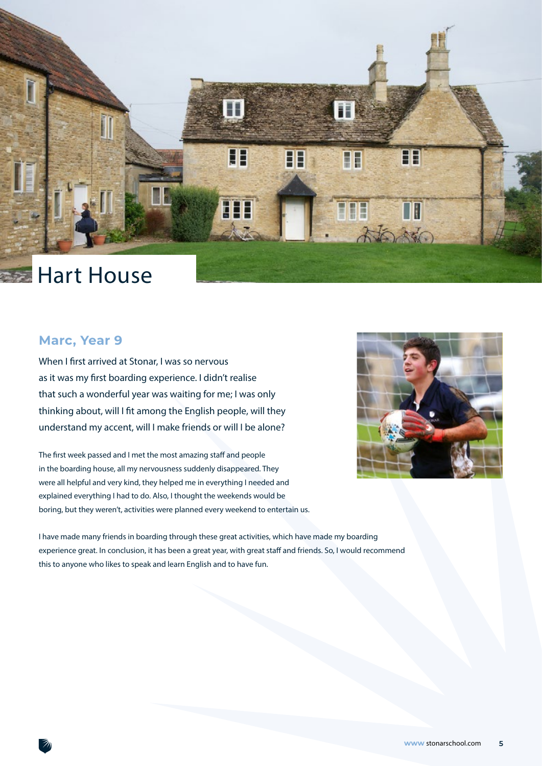# Hart House

## Marc, Year 9

When I first arrived at Stonar, I was so nervous as it was my first boarding experience. I didn't realise that such a wonderful year was waiting for me; I was only thinking about, will I fit among the English people, will they understand my accent, will I make friends or will I be alone?

The first week passed and I met the most amazing staff and people in the boarding house, all my nervousness suddenly disappeared. They were all helpful and very kind, they helped me in everything I needed and explained everything I had to do. Also, I thought the weekends would be boring, but they weren't, activities were planned every weekend to entertain us.

I have made many friends in boarding through these great activities, which have made my boarding experience great. In conclusion, it has been a great year, with great staff and friends. So, I would recommend this to anyone who likes to speak and learn English and to have fun.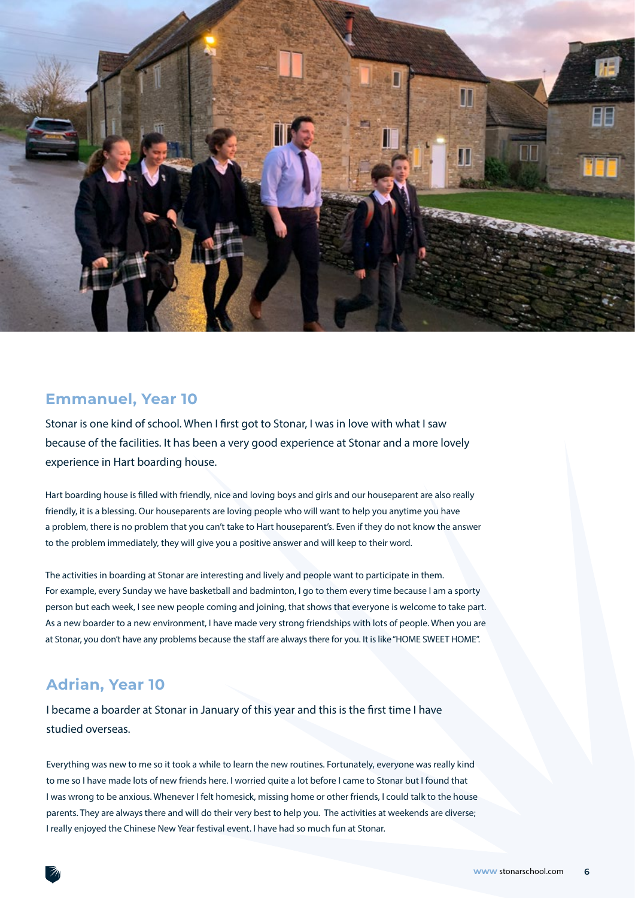## Emmanuel, Year 10

Stonar is one kind of school. When I first got to Stonar, I was in love with what I saw because of the facilities. It has been a very good experience at Stonar and a more lovely experience in Hart boarding house.

Hart boarding house is filled with friendly, nice and loving boys and girls and our houseparent are also really friendly, it is a blessing. Our houseparents are loving people who will want to help you anytime you have a problem, there is no problem that you can't take to Hart houseparent's. Even if they do not know the answer to the problem immediately, they will give you a positive answer and will keep to their word.

The activities in boarding at Stonar are interesting and lively and people want to participate in them. For example, every Sunday we have basketball and badminton, I go to them every time because I am a sporty person but each week, I see new people coming and joining, that shows that everyone is welcome to take part. As a new boarder to a new environment, I have made very strong friendships with lots of people. When you are at Stonar, you don't have any problems because the staff are always there for you. It is like "HOME SWEET HOME".

## Adrian, Year 10

I became a boarder at Stonar in January of this year and this is the first time I have studied overseas.

Everything was new to me so it took a while to learn the new routines. Fortunately, everyone was really kind to me so I have made lots of new friends here. I worried quite a lot before I came to Stonar but I found that I was wrong to be anxious. Whenever I felt homesick, missing home or other friends, I could talk to the house parents. They are always there and will do their very best to help you. The activities at weekends are diverse; I really enjoyed the Chinese New Year festival event. I have had so much fun at Stonar.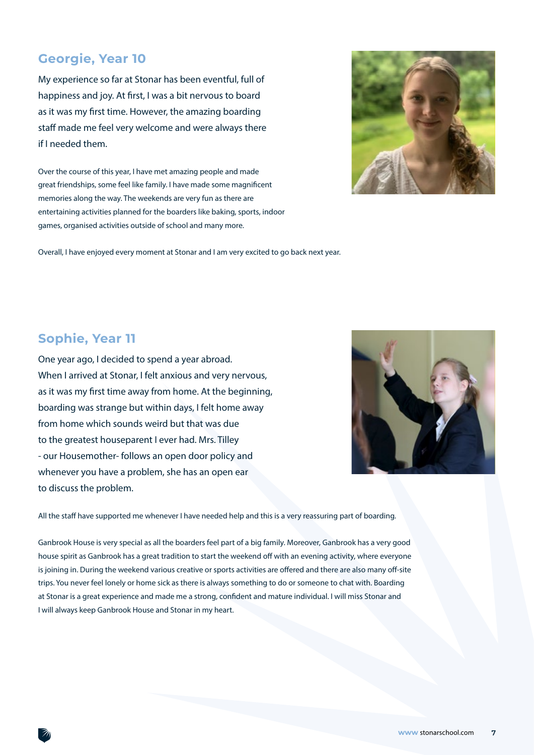## Georgie, Year 10

My experience so far at Stonar has been eventful, full of happiness and joy. At first, I was a bit nervous to board as it was my first time. However, the amazing boarding staff made me feel very welcome and were always there if I needed them.

Over the course of this year, I have met amazing people and made great friendships, some feel like family. I have made some magnificent memories along the way. The weekends are very fun as there are entertaining activities planned for the boarders like baking, sports, indoor games, organised activities outside of school and many more.

Overall, I have enjoyed every moment at Stonar and I am very excited to go back next year.

## Sophie, Year 11

One year ago, I decided to spend a year abroad. When I arrived at Stonar, I felt anxious and very nervous, as it was my first time away from home. At the beginning, boarding was strange but within days, I felt home away from home which sounds weird but that was due to the greatest houseparent I ever had. Mrs. Tilley - our Housemother- follows an open door policy and whenever you have a problem, she has an open ear to discuss the problem.

All the staff have supported me whenever I have needed help and this is a very reassuring part of boarding.

Ganbrook House is very special as all the boarders feel part of a big family. Moreover, Ganbrook has a very good house spirit as Ganbrook has a great tradition to start the weekend off with an evening activity, where everyone is joining in. During the weekend various creative or sports activities are offered and there are also many off-site trips. You never feel lonely or home sick as there is always something to do or someone to chat with. Boarding at Stonar is a great experience and made me a strong, confident and mature individual. I will miss Stonar and I will always keep Ganbrook House and Stonar in my heart.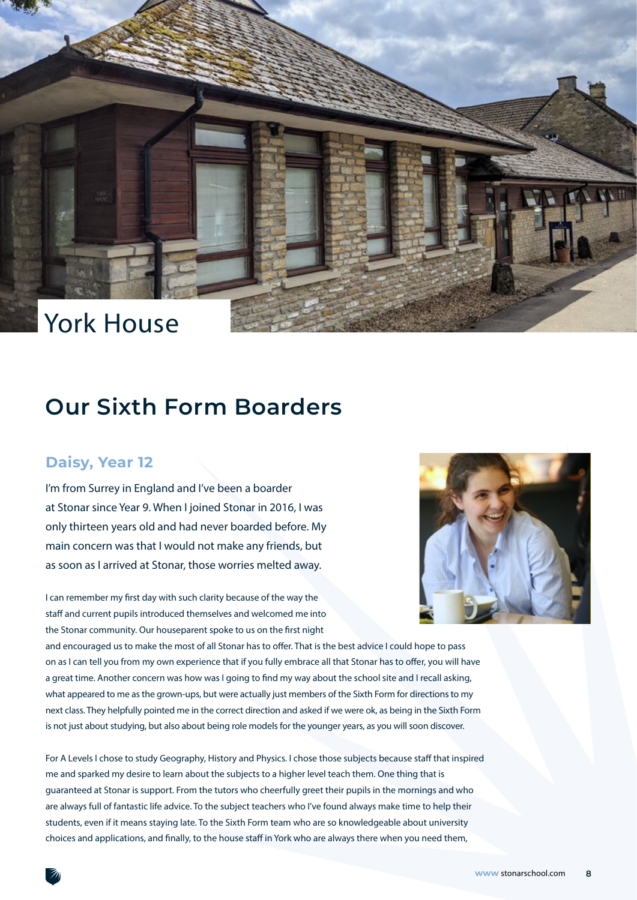York House

# Our Sixth Form Boarders

### Daisy, Year 12

I'm from Surrey in England and I've been a boarder at Stonar since Year 9. When I joined Stonar in 2016, I was only thirteen years old and had never boarded before. My main concern was that I would not make any friends, but as soon as I arrived at Stonar, those worries melted away.

I can remember my first day with such clarity because of the way the staff and current pupils introduced themselves and welcomed me into the Stonar community. Our houseparent spoke to us on the first night and encouraged us to make the most of all Stonar has to offer. That is the best advice I could hope to pass on as I can tell you from my own experience that if you fully embrace all that Stonar has to offer, you will have a great time. Another concern was how was I going to find my way about the school site and I recall asking, what appeared to me as the grown-ups, but were actually just members of the Sixth Form for directions to my next class. They helpfully pointed me in the correct direction and asked if we were ok, as being in the Sixth Form is not just about studying, but also about being role models for the younger years, as you will soon discover.

For A Levels I chose to study Geography, History and Physics. I chose those subjects because staff that inspired me and sparked my desire to learn about the subjects to a higher level teach them. One thing that is guaranteed at Stonar is support. From the tutors who cheerfully greet their pupils in the mornings and who are always full of fantastic life advice. To the subject teachers who I've found always make time to help their students, even if it means staying late. To the Sixth Form team who are so knowledgeable about university choices and applications, and finally, to the house staff in York who are always there when you need them,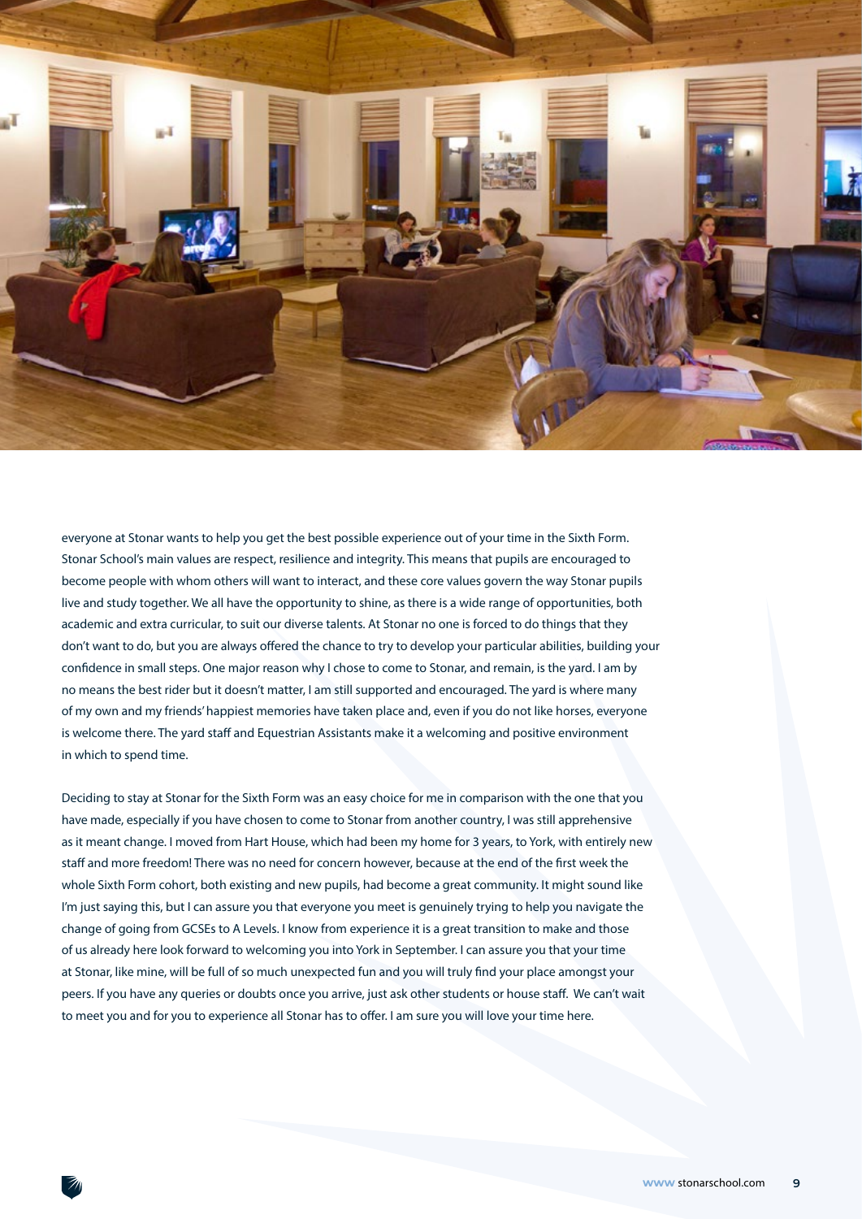everyone at Stonar wants to help you get the best possible experience out of your time in the Sixth Form. Stonar School's main values are respect, resilience and integrity. This means that pupils are encouraged to become people with whom others will want to interact, and these core values govern the way Stonar pupils live and study together. We all have the opportunity to shine, as there is a wide range of opportunities, both academic and extra curricular, to suit our diverse talents. At Stonar no one is forced to do things that they don't want to do, but you are always offered the chance to try to develop your particular abilities, building your confidence in small steps. One major reason why I chose to come to Stonar, and remain, is the yard. I am by no means the best rider but it doesn't matter, I am still supported and encouraged. The yard is where many of my own and my friends' happiest memories have taken place and, even if you do not like horses, everyone is welcome there. The yard staff and Equestrian Assistants make it a welcoming and positive environment in which to spend time.

Deciding to stay at Stonar for the Sixth Form was an easy choice for me in comparison with the one that you have made, especially if you have chosen to come to Stonar from another country, I was still apprehensive as it meant change. I moved from Hart House, which had been my home for 3 years, to York, with entirely new staff and more freedom! There was no need for concern however, because at the end of the first week the whole Sixth Form cohort, both existing and new pupils, had become a great community. It might sound like I'm just saying this, but I can assure you that everyone you meet is genuinely trying to help you navigate the change of going from GCSEs to A Levels. I know from experience it is a great transition to make and those of us already here look forward to welcoming you into York in September. I can assure you that your time at Stonar, like mine, will be full of so much unexpected fun and you will truly find your place amongst your peers. If you have any queries or doubts once you arrive, just ask other students or house staff. We can't wait to meet you and for you to experience all Stonar has to offer. I am sure you will love your time here.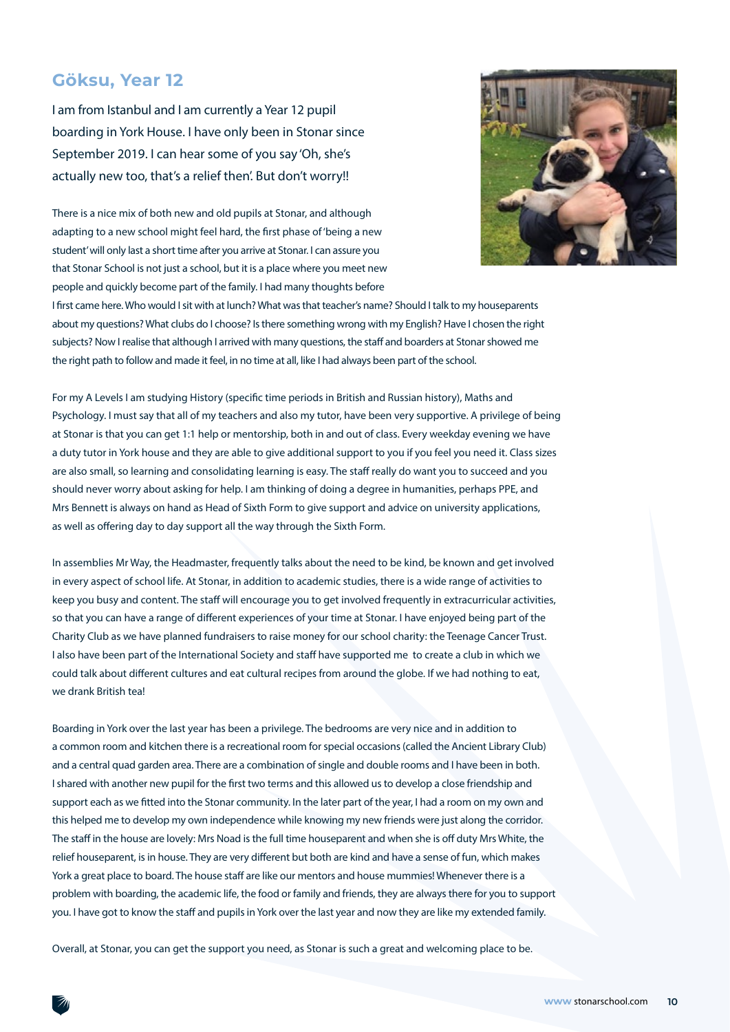## Göksu, Year 12

I am from Istanbul and I am currently a Year 12 pupil boarding in York House. I have only been in Stonar since September 2019. I can hear some of you say 'Oh, she's actually new too, that's a relief then'. But don't worry!!

There is a nice mix of both new and old pupils at Stonar, and although adapting to a new school might feel hard, the first phase of 'being a new student' will only last a short time after you arrive at Stonar. I can assure you that Stonar School is not just a school, but it is a place where you meet new people and quickly become part of the family. I had many thoughts before I first came here. Who would I sit with at lunch? What was that teacher's name? Should I talk to my houseparents about my questions? What clubs do I choose? Is there something wrong with my English? Have I chosen the right subjects? Now I realise that although I arrived with many questions, the staff and boarders at Stonar showed me the right path to follow and made it feel, in no time at all, like I had always been part of the school.

For my A Levels I am studying History (specific time periods in British and Russian history), Maths and Psychology. I must say that all of my teachers and also my tutor, have been very supportive. A privilege of being at Stonar is that you can get 1:1 help or mentorship, both in and out of class. Every weekday evening we have a duty tutor in York house and they are able to give additional support to you if you feel you need it. Class sizes are also small, so learning and consolidating learning is easy. The staff really do want you to succeed and you should never worry about asking for help. I am thinking of doing a degree in humanities, perhaps PPE, and Mrs Bennett is always on hand as Head of Sixth Form to give support and advice on university applications, as well as offering day to day support all the way through the Sixth Form.

In assemblies Mr Way, the Headmaster, frequently talks about the need to be kind, be known and get involved in every aspect of school life. At Stonar, in addition to academic studies, there is a wide range of activities to keep you busy and content. The staff will encourage you to get involved frequently in extracurricular activities, so that you can have a range of different experiences of your time at Stonar. I have enjoyed being part of the Charity Club as we have planned fundraisers to raise money for our school charity: the Teenage Cancer Trust. I also have been part of the International Society and staff have supported me to create a club in which we could talk about different cultures and eat cultural recipes from around the globe. If we had nothing to eat, we drank British tea!

Boarding in York over the last year has been a privilege. The bedrooms are very nice and in addition to a common room and kitchen there is a recreational room for special occasions (called the Ancient Library Club) and a central quad garden area. There are a combination of single and double rooms and I have been in both. I shared with another new pupil for the first two terms and this allowed us to develop a close friendship and support each as we fitted into the Stonar community. In the later part of the year, I had a room on my own and this helped me to develop my own independence while knowing my new friends were just along the corridor. The staff in the house are lovely: Mrs Noad is the full time houseparent and when she is off duty Mrs White, the relief houseparent, is in house. They are very different but both are kind and have a sense of fun, which makes York a great place to board. The house staff are like our mentors and house mummies! Whenever there is a problem with boarding, the academic life, the food or family and friends, they are always there for you to support you. I have got to know the staff and pupils in York over the last year and now they are like my extended family.

Overall, at Stonar, you can get the support you need, as Stonar is such a great and welcoming place to be.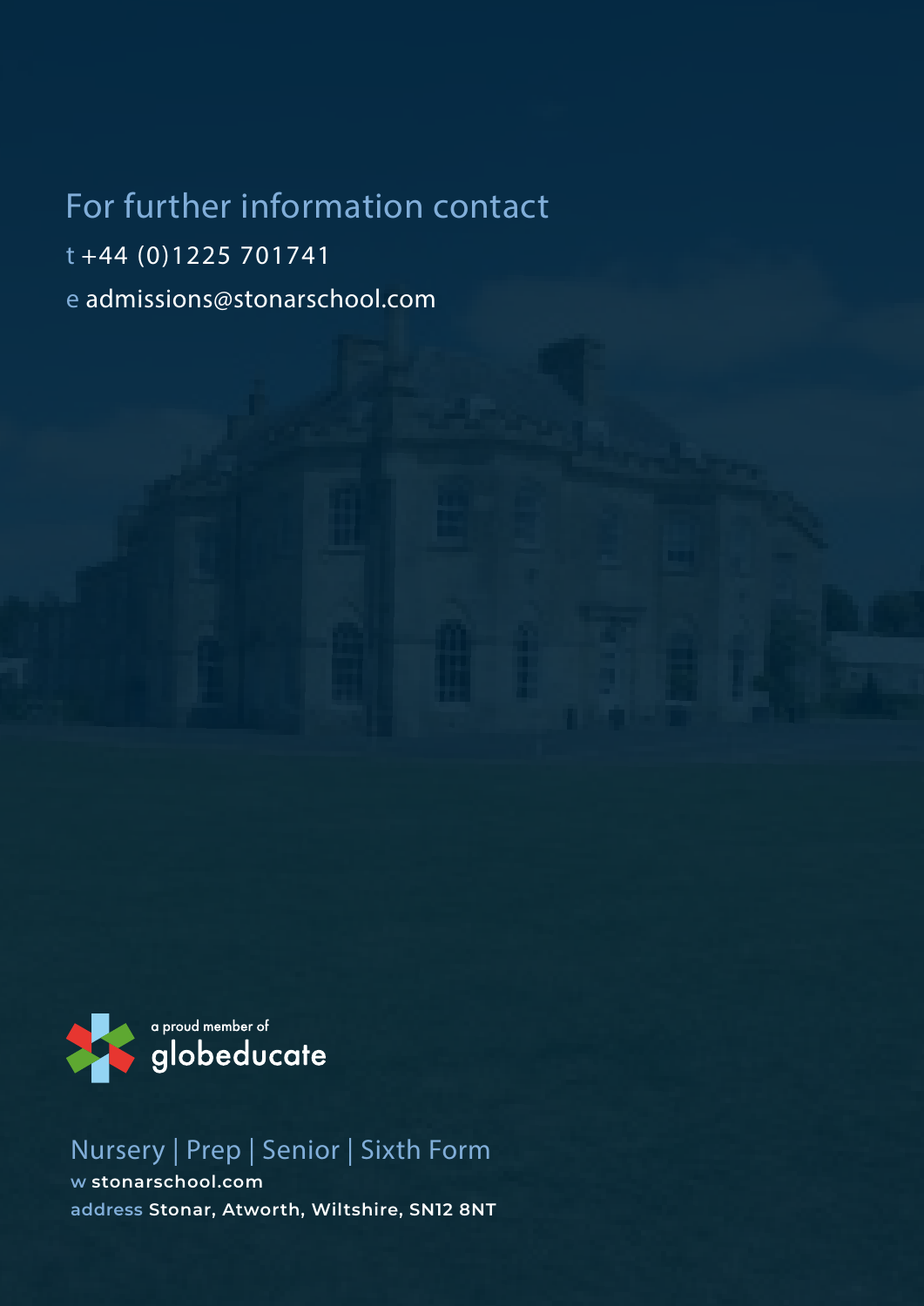## For further information contact

t +44 (0)1225 701741

e admissions@stonarschool.com

a proud member of globeducate

Nursery | Prep | Senior | Sixth Form

w stonarschool.com

address Stonar, Atworth, Wiltshire, SN12 8NT